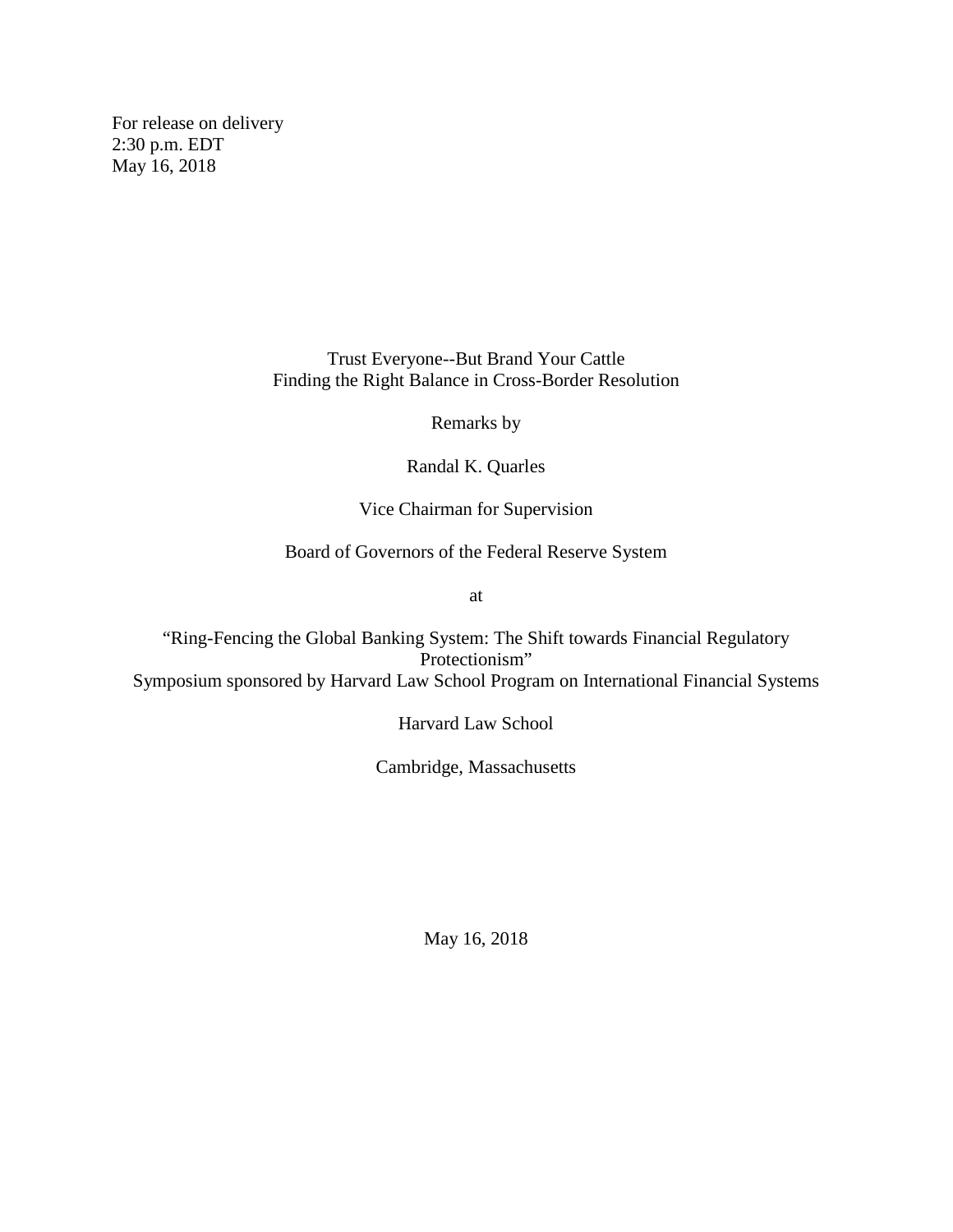For release on delivery
2:30 p.m. EDT
May 16, 2018

# Trust Everyone--But Brand Your Cattle
## Finding the Right Balance in Cross-Border Resolution

Remarks by

Randal K. Quarles

Vice Chairman for Supervision

Board of Governors of the Federal Reserve System

at

"Ring-Fencing the Global Banking System: The Shift towards Financial Regulatory Protectionism"
Symposium sponsored by Harvard Law School Program on International Financial Systems

Harvard Law School

Cambridge, Massachusetts

May 16, 2018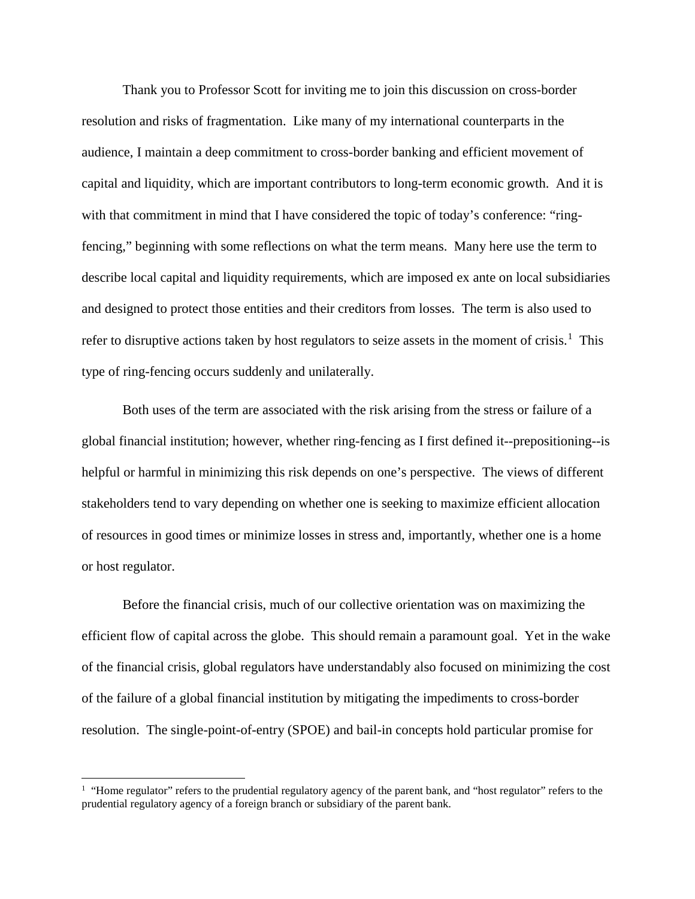Thank you to Professor Scott for inviting me to join this discussion on cross-border resolution and risks of fragmentation. Like many of my international counterparts in the audience, I maintain a deep commitment to cross-border banking and efficient movement of capital and liquidity, which are important contributors to long-term economic growth. And it is with that commitment in mind that I have considered the topic of today's conference: "ring-fencing," beginning with some reflections on what the term means. Many here use the term to describe local capital and liquidity requirements, which are imposed ex ante on local subsidiaries and designed to protect those entities and their creditors from losses. The term is also used to refer to disruptive actions taken by host regulators to seize assets in the moment of crisis.[1] This type of ring-fencing occurs suddenly and unilaterally.

Both uses of the term are associated with the risk arising from the stress or failure of a global financial institution; however, whether ring-fencing as I first defined it--prepositioning--is helpful or harmful in minimizing this risk depends on one's perspective. The views of different stakeholders tend to vary depending on whether one is seeking to maximize efficient allocation of resources in good times or minimize losses in stress and, importantly, whether one is a home or host regulator.

Before the financial crisis, much of our collective orientation was on maximizing the efficient flow of capital across the globe. This should remain a paramount goal. Yet in the wake of the financial crisis, global regulators have understandably also focused on minimizing the cost of the failure of a global financial institution by mitigating the impediments to cross-border resolution. The single-point-of-entry (SPOE) and bail-in concepts hold particular promise for

[1] "Home regulator" refers to the prudential regulatory agency of the parent bank, and "host regulator" refers to the prudential regulatory agency of a foreign branch or subsidiary of the parent bank.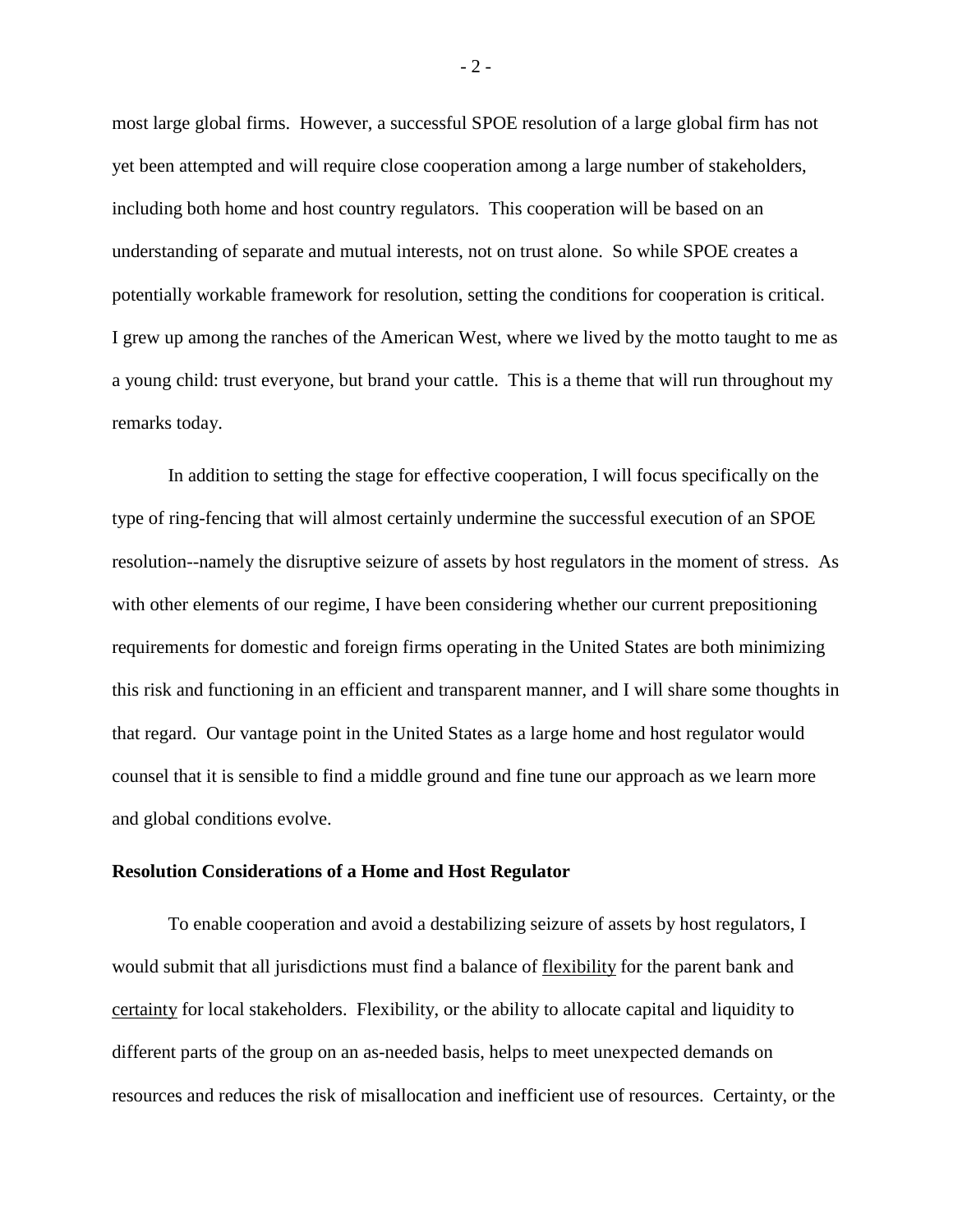most large global firms. However, a successful SPOE resolution of a large global firm has not yet been attempted and will require close cooperation among a large number of stakeholders, including both home and host country regulators. This cooperation will be based on an understanding of separate and mutual interests, not on trust alone. So while SPOE creates a potentially workable framework for resolution, setting the conditions for cooperation is critical. I grew up among the ranches of the American West, where we lived by the motto taught to me as a young child: trust everyone, but brand your cattle. This is a theme that will run throughout my remarks today.

In addition to setting the stage for effective cooperation, I will focus specifically on the type of ring-fencing that will almost certainly undermine the successful execution of an SPOE resolution--namely the disruptive seizure of assets by host regulators in the moment of stress. As with other elements of our regime, I have been considering whether our current prepositioning requirements for domestic and foreign firms operating in the United States are both minimizing this risk and functioning in an efficient and transparent manner, and I will share some thoughts in that regard. Our vantage point in the United States as a large home and host regulator would counsel that it is sensible to find a middle ground and fine tune our approach as we learn more and global conditions evolve.

**Resolution Considerations of a Home and Host Regulator**

To enable cooperation and avoid a destabilizing seizure of assets by host regulators, I would submit that all jurisdictions must find a balance of flexibility for the parent bank and certainty for local stakeholders. Flexibility, or the ability to allocate capital and liquidity to different parts of the group on an as-needed basis, helps to meet unexpected demands on resources and reduces the risk of misallocation and inefficient use of resources. Certainty, or the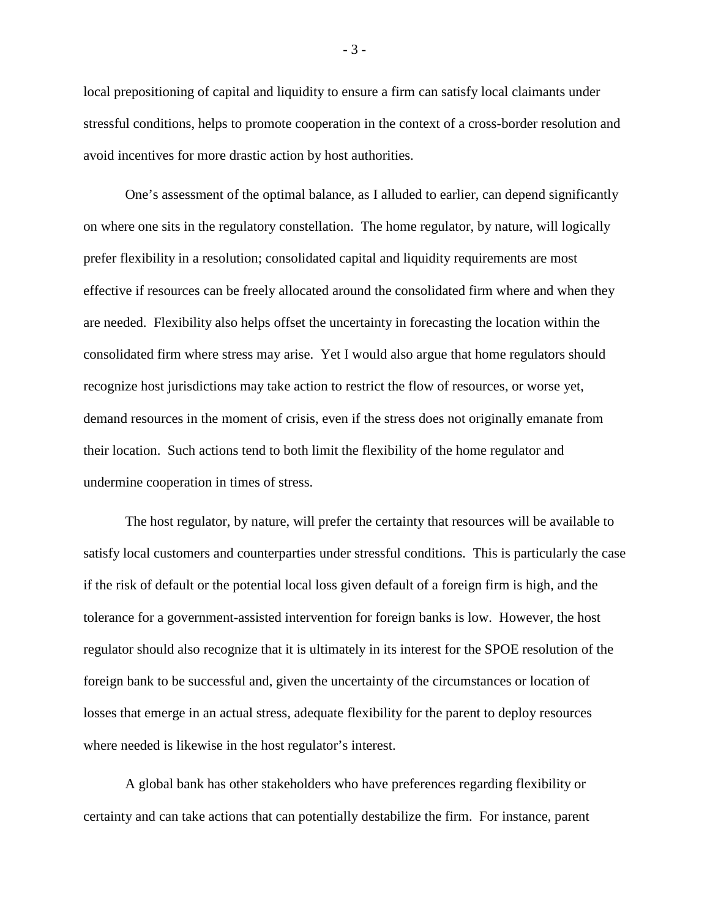local prepositioning of capital and liquidity to ensure a firm can satisfy local claimants under stressful conditions, helps to promote cooperation in the context of a cross-border resolution and avoid incentives for more drastic action by host authorities.

One's assessment of the optimal balance, as I alluded to earlier, can depend significantly on where one sits in the regulatory constellation. The home regulator, by nature, will logically prefer flexibility in a resolution; consolidated capital and liquidity requirements are most effective if resources can be freely allocated around the consolidated firm where and when they are needed. Flexibility also helps offset the uncertainty in forecasting the location within the consolidated firm where stress may arise. Yet I would also argue that home regulators should recognize host jurisdictions may take action to restrict the flow of resources, or worse yet, demand resources in the moment of crisis, even if the stress does not originally emanate from their location. Such actions tend to both limit the flexibility of the home regulator and undermine cooperation in times of stress.

The host regulator, by nature, will prefer the certainty that resources will be available to satisfy local customers and counterparties under stressful conditions. This is particularly the case if the risk of default or the potential local loss given default of a foreign firm is high, and the tolerance for a government-assisted intervention for foreign banks is low. However, the host regulator should also recognize that it is ultimately in its interest for the SPOE resolution of the foreign bank to be successful and, given the uncertainty of the circumstances or location of losses that emerge in an actual stress, adequate flexibility for the parent to deploy resources where needed is likewise in the host regulator's interest.

A global bank has other stakeholders who have preferences regarding flexibility or certainty and can take actions that can potentially destabilize the firm. For instance, parent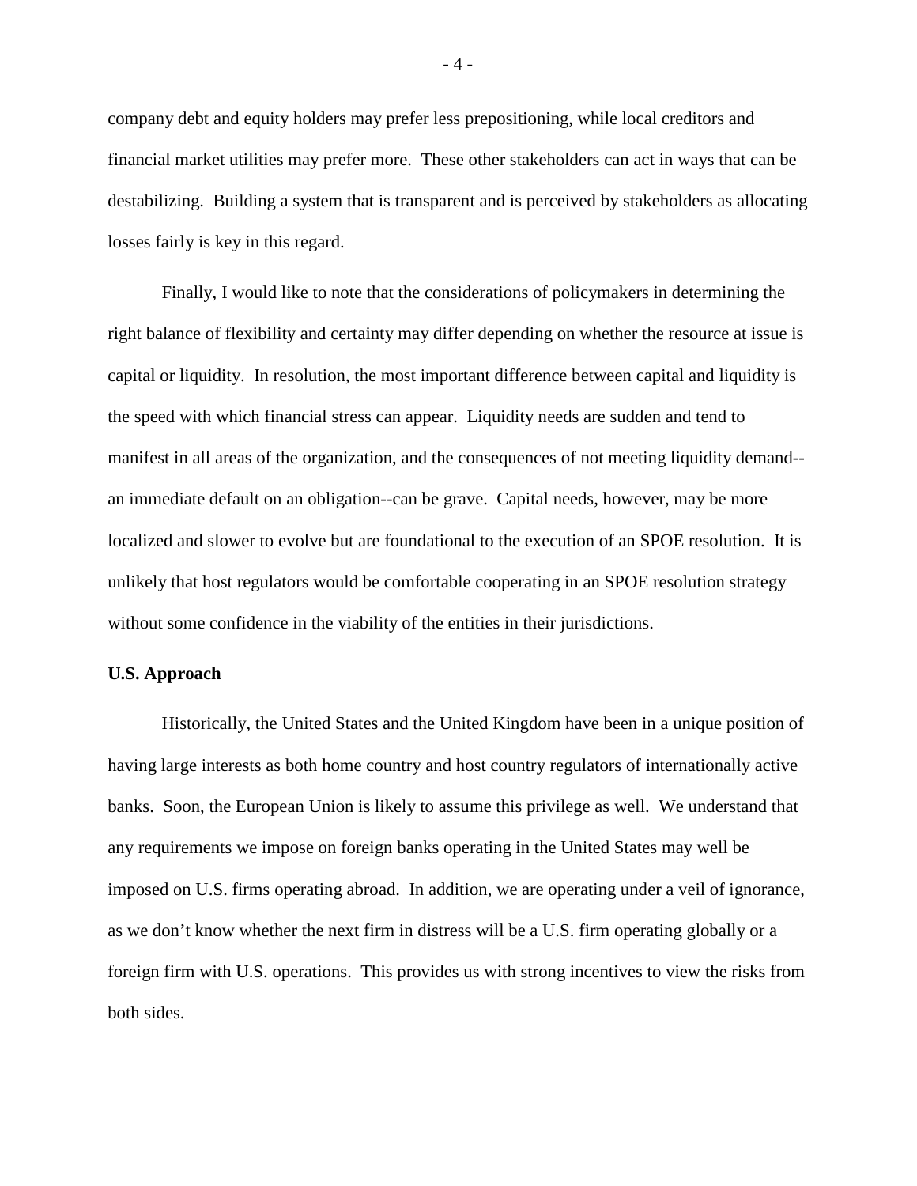company debt and equity holders may prefer less prepositioning, while local creditors and financial market utilities may prefer more. These other stakeholders can act in ways that can be destabilizing. Building a system that is transparent and is perceived by stakeholders as allocating losses fairly is key in this regard.

Finally, I would like to note that the considerations of policymakers in determining the right balance of flexibility and certainty may differ depending on whether the resource at issue is capital or liquidity. In resolution, the most important difference between capital and liquidity is the speed with which financial stress can appear. Liquidity needs are sudden and tend to manifest in all areas of the organization, and the consequences of not meeting liquidity demand--an immediate default on an obligation--can be grave. Capital needs, however, may be more localized and slower to evolve but are foundational to the execution of an SPOE resolution. It is unlikely that host regulators would be comfortable cooperating in an SPOE resolution strategy without some confidence in the viability of the entities in their jurisdictions.

**U.S. Approach**

Historically, the United States and the United Kingdom have been in a unique position of having large interests as both home country and host country regulators of internationally active banks. Soon, the European Union is likely to assume this privilege as well. We understand that any requirements we impose on foreign banks operating in the United States may well be imposed on U.S. firms operating abroad. In addition, we are operating under a veil of ignorance, as we don't know whether the next firm in distress will be a U.S. firm operating globally or a foreign firm with U.S. operations. This provides us with strong incentives to view the risks from both sides.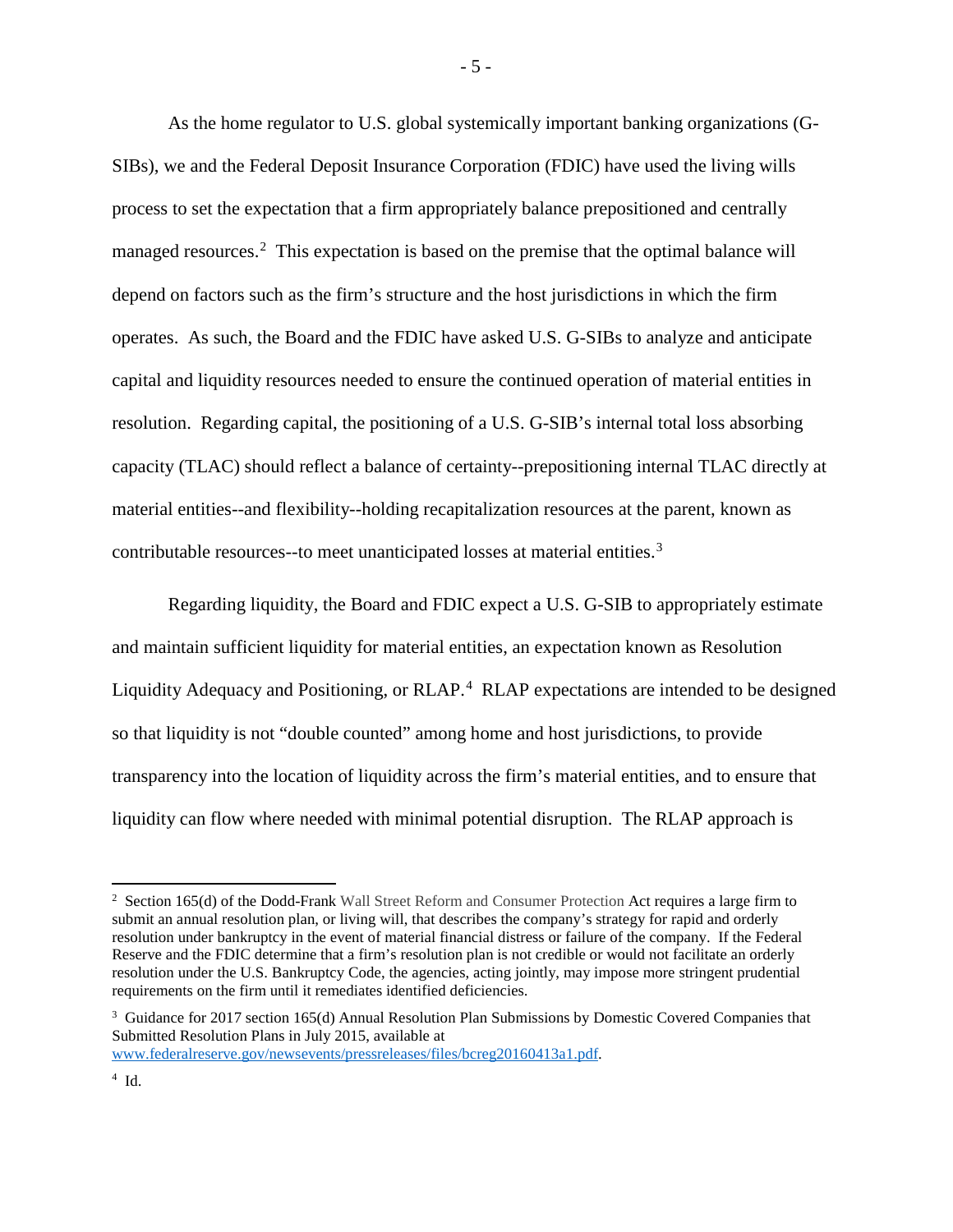As the home regulator to U.S. global systemically important banking organizations (G-SIBs), we and the Federal Deposit Insurance Corporation (FDIC) have used the living wills process to set the expectation that a firm appropriately balance prepositioned and centrally managed resources.[2] This expectation is based on the premise that the optimal balance will depend on factors such as the firm's structure and the host jurisdictions in which the firm operates. As such, the Board and the FDIC have asked U.S. G-SIBs to analyze and anticipate capital and liquidity resources needed to ensure the continued operation of material entities in resolution. Regarding capital, the positioning of a U.S. G-SIB's internal total loss absorbing capacity (TLAC) should reflect a balance of certainty--prepositioning internal TLAC directly at material entities--and flexibility--holding recapitalization resources at the parent, known as contributable resources--to meet unanticipated losses at material entities.[3]

Regarding liquidity, the Board and FDIC expect a U.S. G-SIB to appropriately estimate and maintain sufficient liquidity for material entities, an expectation known as Resolution Liquidity Adequacy and Positioning, or RLAP.[4] RLAP expectations are intended to be designed so that liquidity is not "double counted" among home and host jurisdictions, to provide transparency into the location of liquidity across the firm's material entities, and to ensure that liquidity can flow where needed with minimal potential disruption. The RLAP approach is

---

[2] Section 165(d) of the Dodd-Frank Wall Street Reform and Consumer Protection Act requires a large firm to submit an annual resolution plan, or living will, that describes the company's strategy for rapid and orderly resolution under bankruptcy in the event of material financial distress or failure of the company. If the Federal Reserve and the FDIC determine that a firm's resolution plan is not credible or would not facilitate an orderly resolution under the U.S. Bankruptcy Code, the agencies, acting jointly, may impose more stringent prudential requirements on the firm until it remediates identified deficiencies.

[3] Guidance for 2017 section 165(d) Annual Resolution Plan Submissions by Domestic Covered Companies that Submitted Resolution Plans in July 2015, available at www.federalreserve.gov/newsevents/pressreleases/files/bcreg20160413a1.pdf.

[4] Id.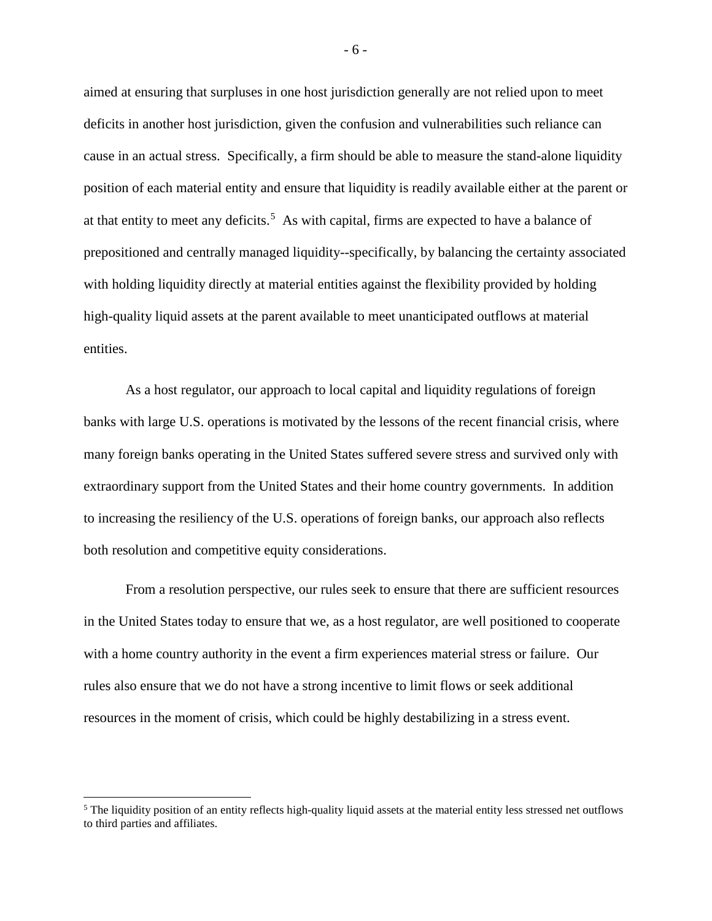aimed at ensuring that surpluses in one host jurisdiction generally are not relied upon to meet deficits in another host jurisdiction, given the confusion and vulnerabilities such reliance can cause in an actual stress. Specifically, a firm should be able to measure the stand-alone liquidity position of each material entity and ensure that liquidity is readily available either at the parent or at that entity to meet any deficits.[5] As with capital, firms are expected to have a balance of prepositioned and centrally managed liquidity--specifically, by balancing the certainty associated with holding liquidity directly at material entities against the flexibility provided by holding high-quality liquid assets at the parent available to meet unanticipated outflows at material entities.

As a host regulator, our approach to local capital and liquidity regulations of foreign banks with large U.S. operations is motivated by the lessons of the recent financial crisis, where many foreign banks operating in the United States suffered severe stress and survived only with extraordinary support from the United States and their home country governments. In addition to increasing the resiliency of the U.S. operations of foreign banks, our approach also reflects both resolution and competitive equity considerations.

From a resolution perspective, our rules seek to ensure that there are sufficient resources in the United States today to ensure that we, as a host regulator, are well positioned to cooperate with a home country authority in the event a firm experiences material stress or failure. Our rules also ensure that we do not have a strong incentive to limit flows or seek additional resources in the moment of crisis, which could be highly destabilizing in a stress event.

[5] The liquidity position of an entity reflects high-quality liquid assets at the material entity less stressed net outflows to third parties and affiliates.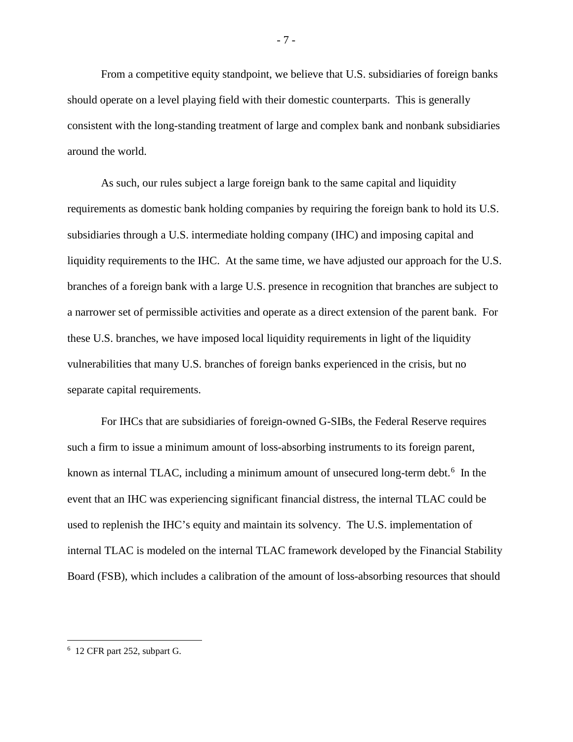From a competitive equity standpoint, we believe that U.S. subsidiaries of foreign banks should operate on a level playing field with their domestic counterparts. This is generally consistent with the long-standing treatment of large and complex bank and nonbank subsidiaries around the world.

As such, our rules subject a large foreign bank to the same capital and liquidity requirements as domestic bank holding companies by requiring the foreign bank to hold its U.S. subsidiaries through a U.S. intermediate holding company (IHC) and imposing capital and liquidity requirements to the IHC. At the same time, we have adjusted our approach for the U.S. branches of a foreign bank with a large U.S. presence in recognition that branches are subject to a narrower set of permissible activities and operate as a direct extension of the parent bank. For these U.S. branches, we have imposed local liquidity requirements in light of the liquidity vulnerabilities that many U.S. branches of foreign banks experienced in the crisis, but no separate capital requirements.

For IHCs that are subsidiaries of foreign-owned G-SIBs, the Federal Reserve requires such a firm to issue a minimum amount of loss-absorbing instruments to its foreign parent, known as internal TLAC, including a minimum amount of unsecured long-term debt.[6] In the event that an IHC was experiencing significant financial distress, the internal TLAC could be used to replenish the IHC's equity and maintain its solvency. The U.S. implementation of internal TLAC is modeled on the internal TLAC framework developed by the Financial Stability Board (FSB), which includes a calibration of the amount of loss-absorbing resources that should

---

[6] 12 CFR part 252, subpart G.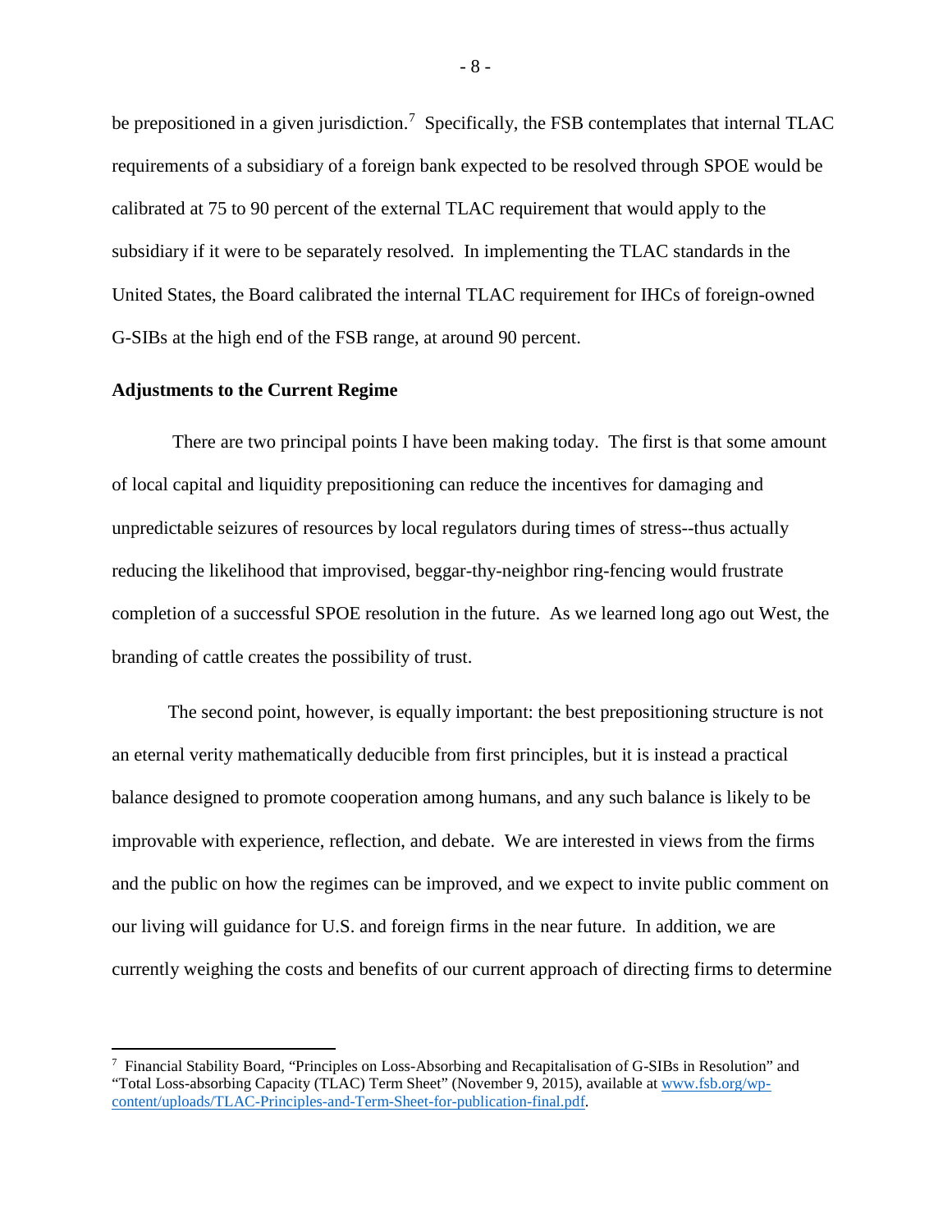be prepositioned in a given jurisdiction.[7] Specifically, the FSB contemplates that internal TLAC requirements of a subsidiary of a foreign bank expected to be resolved through SPOE would be calibrated at 75 to 90 percent of the external TLAC requirement that would apply to the subsidiary if it were to be separately resolved. In implementing the TLAC standards in the United States, the Board calibrated the internal TLAC requirement for IHCs of foreign-owned G-SIBs at the high end of the FSB range, at around 90 percent.

**Adjustments to the Current Regime**

There are two principal points I have been making today. The first is that some amount of local capital and liquidity prepositioning can reduce the incentives for damaging and unpredictable seizures of resources by local regulators during times of stress--thus actually reducing the likelihood that improvised, beggar-thy-neighbor ring-fencing would frustrate completion of a successful SPOE resolution in the future. As we learned long ago out West, the branding of cattle creates the possibility of trust.

The second point, however, is equally important: the best prepositioning structure is not an eternal verity mathematically deducible from first principles, but it is instead a practical balance designed to promote cooperation among humans, and any such balance is likely to be improvable with experience, reflection, and debate. We are interested in views from the firms and the public on how the regimes can be improved, and we expect to invite public comment on our living will guidance for U.S. and foreign firms in the near future. In addition, we are currently weighing the costs and benefits of our current approach of directing firms to determine

---

[7] Financial Stability Board, "Principles on Loss-Absorbing and Recapitalisation of G-SIBs in Resolution" and "Total Loss-absorbing Capacity (TLAC) Term Sheet" (November 9, 2015), available at www.fsb.org/wp-content/uploads/TLAC-Principles-and-Term-Sheet-for-publication-final.pdf.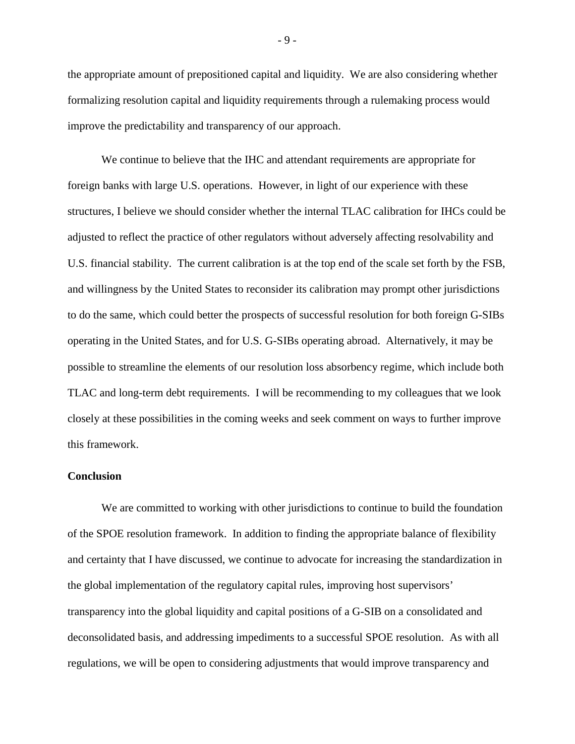the appropriate amount of prepositioned capital and liquidity. We are also considering whether formalizing resolution capital and liquidity requirements through a rulemaking process would improve the predictability and transparency of our approach.

We continue to believe that the IHC and attendant requirements are appropriate for foreign banks with large U.S. operations. However, in light of our experience with these structures, I believe we should consider whether the internal TLAC calibration for IHCs could be adjusted to reflect the practice of other regulators without adversely affecting resolvability and U.S. financial stability. The current calibration is at the top end of the scale set forth by the FSB, and willingness by the United States to reconsider its calibration may prompt other jurisdictions to do the same, which could better the prospects of successful resolution for both foreign G-SIBs operating in the United States, and for U.S. G-SIBs operating abroad. Alternatively, it may be possible to streamline the elements of our resolution loss absorbency regime, which include both TLAC and long-term debt requirements. I will be recommending to my colleagues that we look closely at these possibilities in the coming weeks and seek comment on ways to further improve this framework.

**Conclusion**

We are committed to working with other jurisdictions to continue to build the foundation of the SPOE resolution framework. In addition to finding the appropriate balance of flexibility and certainty that I have discussed, we continue to advocate for increasing the standardization in the global implementation of the regulatory capital rules, improving host supervisors' transparency into the global liquidity and capital positions of a G-SIB on a consolidated and deconsolidated basis, and addressing impediments to a successful SPOE resolution. As with all regulations, we will be open to considering adjustments that would improve transparency and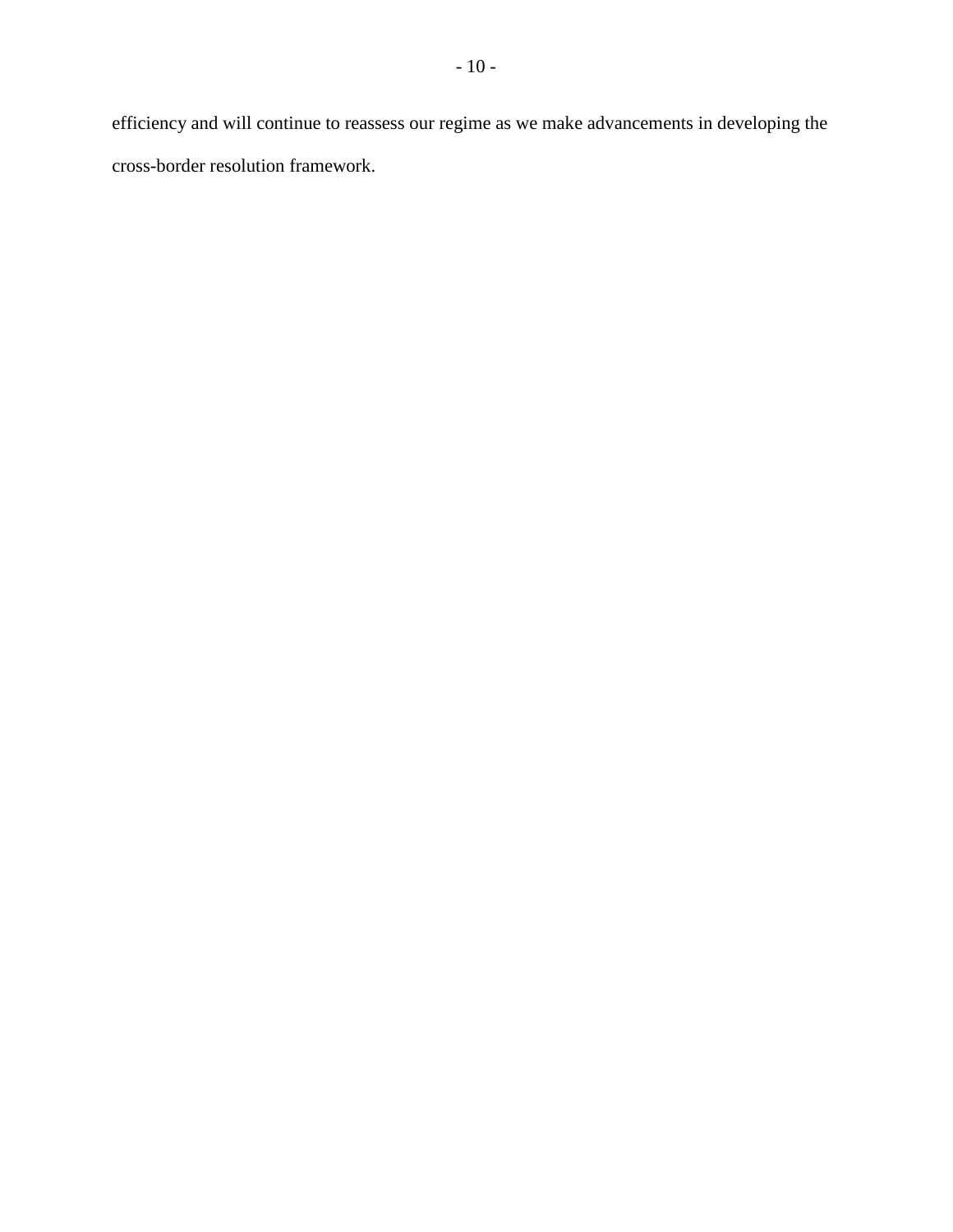efficiency and will continue to reassess our regime as we make advancements in developing the cross-border resolution framework.